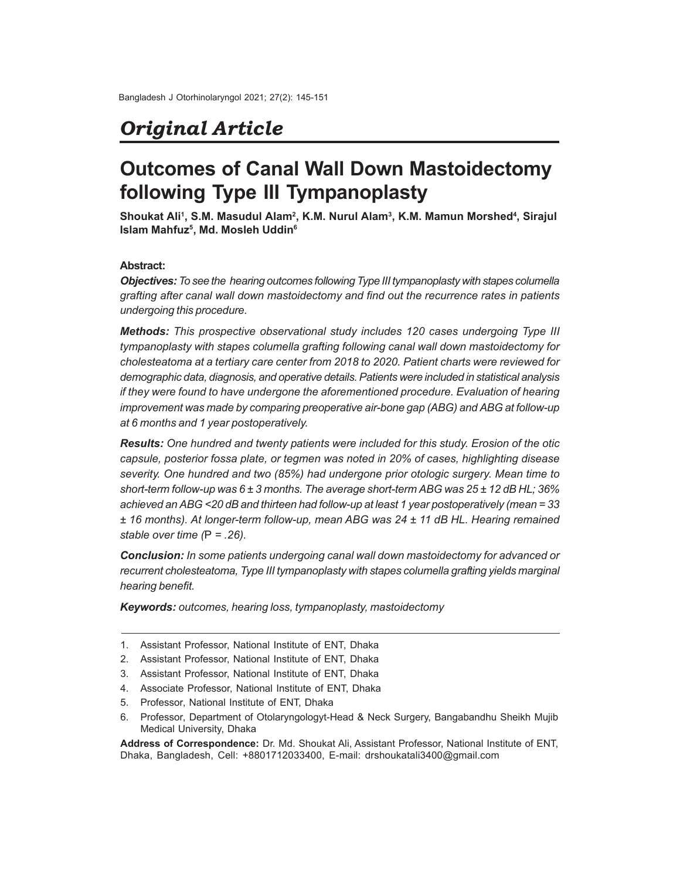## Original Article

# Outcomes of Canal Wall Down Mastoidectomy following Type III Tympanoplasty

**Shoukat Ali[1], S.M. Masudul Alam[2], K.M. Nurul Alam[3], K.M. Mamun Morshed[4], Sirajul Islam Mahfuz[5], Md. Mosleh Uddin[6]**

### Abstract:

***Objectives:*** *To see the hearing outcomes following Type III tympanoplasty with stapes columella grafting after canal wall down mastoidectomy and find out the recurrence rates in patients undergoing this procedure.*

***Methods:*** *This prospective observational study includes 120 cases undergoing Type III tympanoplasty with stapes columella grafting following canal wall down mastoidectomy for cholesteatoma at a tertiary care center from 2018 to 2020. Patient charts were reviewed for demographic data, diagnosis, and operative details. Patients were included in statistical analysis if they were found to have undergone the aforementioned procedure. Evaluation of hearing improvement was made by comparing preoperative air-bone gap (ABG) and ABG at follow-up at 6 months and 1 year postoperatively.*

***Results:*** *One hundred and twenty patients were included for this study. Erosion of the otic capsule, posterior fossa plate, or tegmen was noted in 20% of cases, highlighting disease severity. One hundred and two (85%) had undergone prior otologic surgery. Mean time to short-term follow-up was 6 ± 3 months. The average short-term ABG was 25 ± 12 dB HL; 36% achieved an ABG <20 dB and thirteen had follow-up at least 1 year postoperatively (mean = 33 ± 16 months). At longer-term follow-up, mean ABG was 24 ± 11 dB HL. Hearing remained stable over time (P = .26).*

***Conclusion:*** *In some patients undergoing canal wall down mastoidectomy for advanced or recurrent cholesteatoma, Type III tympanoplasty with stapes columella grafting yields marginal hearing benefit.*

***Keywords:*** *outcomes, hearing loss, tympanoplasty, mastoidectomy*

---

1. Assistant Professor, National Institute of ENT, Dhaka
2. Assistant Professor, National Institute of ENT, Dhaka
3. Assistant Professor, National Institute of ENT, Dhaka
4. Associate Professor, National Institute of ENT, Dhaka
5. Professor, National Institute of ENT, Dhaka
6. Professor, Department of Otolaryngologyt-Head & Neck Surgery, Bangabandhu Sheikh Mujib Medical University, Dhaka

**Address of Correspondence:** Dr. Md. Shoukat Ali, Assistant Professor, National Institute of ENT, Dhaka, Bangladesh, Cell: +8801712033400, E-mail: drshoukatali3400@gmail.com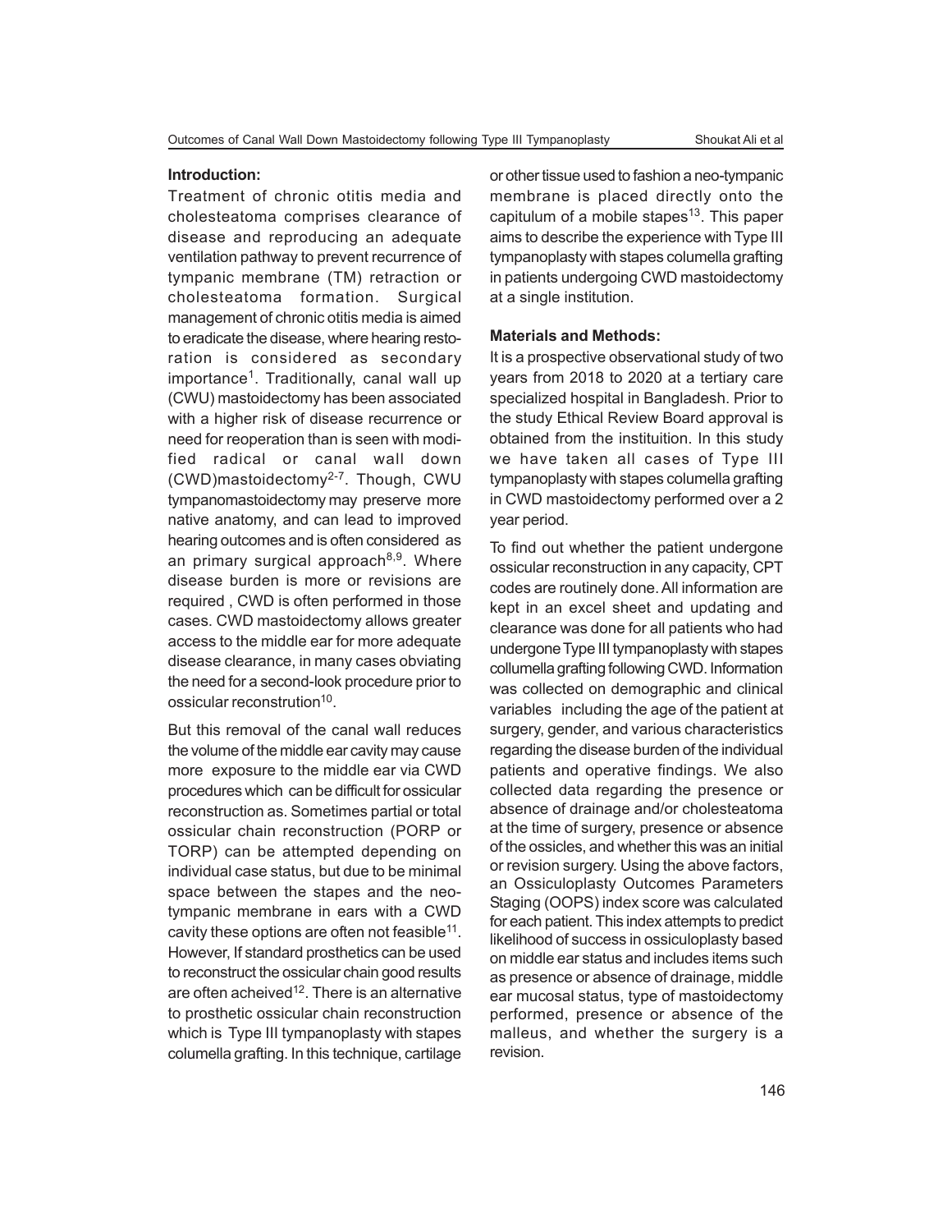## Introduction:

Treatment of chronic otitis media and cholesteatoma comprises clearance of disease and reproducing an adequate ventilation pathway to prevent recurrence of tympanic membrane (TM) retraction or cholesteatoma formation. Surgical management of chronic otitis media is aimed to eradicate the disease, where hearing restoration is considered as secondary importance[1]. Traditionally, canal wall up (CWU) mastoidectomy has been associated with a higher risk of disease recurrence or need for reoperation than is seen with modified radical or canal wall down (CWD)mastoidectomy[2-7]. Though, CWU tympanomastoidectomy may preserve more native anatomy, and can lead to improved hearing outcomes and is often considered as an primary surgical approach[8,9]. Where disease burden is more or revisions are required , CWD is often performed in those cases. CWD mastoidectomy allows greater access to the middle ear for more adequate disease clearance, in many cases obviating the need for a second-look procedure prior to ossicular reconstrution[10].

But this removal of the canal wall reduces the volume of the middle ear cavity may cause more exposure to the middle ear via CWD procedures which can be difficult for ossicular reconstruction as. Sometimes partial or total ossicular chain reconstruction (PORP or TORP) can be attempted depending on individual case status, but due to be minimal space between the stapes and the neo-tympanic membrane in ears with a CWD cavity these options are often not feasible[11]. However, If standard prosthetics can be used to reconstruct the ossicular chain good results are often acheived[12]. There is an alternative to prosthetic ossicular chain reconstruction which is Type III tympanoplasty with stapes columella grafting. In this technique, cartilage or other tissue used to fashion a neo-tympanic membrane is placed directly onto the capitulum of a mobile stapes[13]. This paper aims to describe the experience with Type III tympanoplasty with stapes columella grafting in patients undergoing CWD mastoidectomy at a single institution.

## Materials and Methods:

It is a prospective observational study of two years from 2018 to 2020 at a tertiary care specialized hospital in Bangladesh. Prior to the study Ethical Review Board approval is obtained from the instituition. In this study we have taken all cases of Type III tympanoplasty with stapes columella grafting in CWD mastoidectomy performed over a 2 year period.

To find out whether the patient undergone ossicular reconstruction in any capacity, CPT codes are routinely done. All information are kept in an excel sheet and updating and clearance was done for all patients who had undergone Type III tympanoplasty with stapes collumella grafting following CWD. Information was collected on demographic and clinical variables including the age of the patient at surgery, gender, and various characteristics regarding the disease burden of the individual patients and operative findings. We also collected data regarding the presence or absence of drainage and/or cholesteatoma at the time of surgery, presence or absence of the ossicles, and whether this was an initial or revision surgery. Using the above factors, an Ossiculoplasty Outcomes Parameters Staging (OOPS) index score was calculated for each patient. This index attempts to predict likelihood of success in ossiculoplasty based on middle ear status and includes items such as presence or absence of drainage, middle ear mucosal status, type of mastoidectomy performed, presence or absence of the malleus, and whether the surgery is a revision.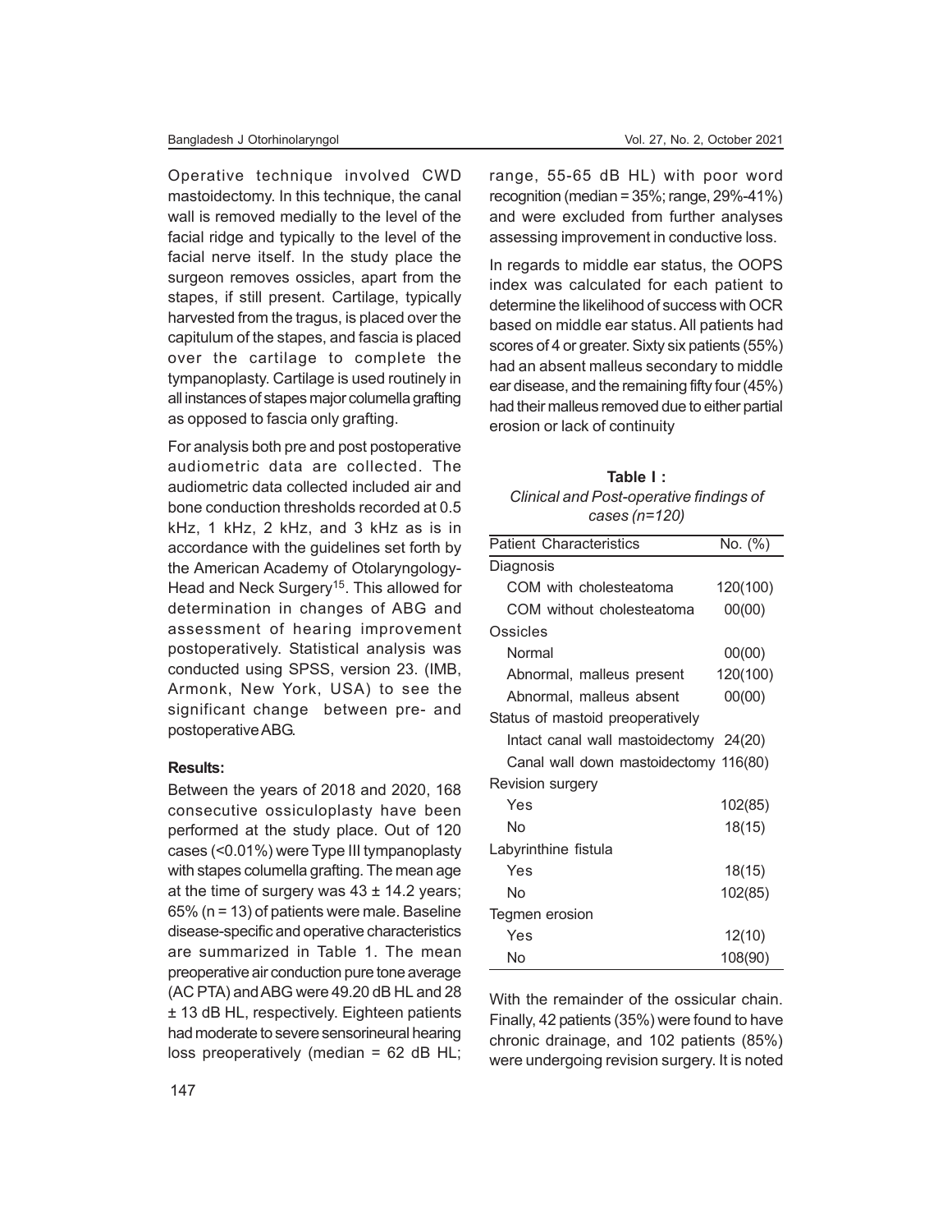Operative technique involved CWD mastoidectomy. In this technique, the canal wall is removed medially to the level of the facial ridge and typically to the level of the facial nerve itself. In the study place the surgeon removes ossicles, apart from the stapes, if still present. Cartilage, typically harvested from the tragus, is placed over the capitulum of the stapes, and fascia is placed over the cartilage to complete the tympanoplasty. Cartilage is used routinely in all instances of stapes major columella grafting as opposed to fascia only grafting.

For analysis both pre and post postoperative audiometric data are collected. The audiometric data collected included air and bone conduction thresholds recorded at 0.5 kHz, 1 kHz, 2 kHz, and 3 kHz as is in accordance with the guidelines set forth by the American Academy of Otolaryngology-Head and Neck Surgery[15]. This allowed for determination in changes of ABG and assessment of hearing improvement postoperatively. Statistical analysis was conducted using SPSS, version 23. (IMB, Armonk, New York, USA) to see the significant change between pre- and postoperative ABG.

**Results:**

Between the years of 2018 and 2020, 168 consecutive ossiculoplasty have been performed at the study place. Out of 120 cases (<0.01%) were Type III tympanoplasty with stapes columella grafting. The mean age at the time of surgery was 43 ± 14.2 years; 65% (n = 13) of patients were male. Baseline disease-specific and operative characteristics are summarized in Table 1. The mean preoperative air conduction pure tone average (AC PTA) and ABG were 49.20 dB HL and 28 ± 13 dB HL, respectively. Eighteen patients had moderate to severe sensorineural hearing loss preoperatively (median = 62 dB HL; range, 55-65 dB HL) with poor word recognition (median = 35%; range, 29%-41%) and were excluded from further analyses assessing improvement in conductive loss.

In regards to middle ear status, the OOPS index was calculated for each patient to determine the likelihood of success with OCR based on middle ear status. All patients had scores of 4 or greater. Sixty six patients (55%) had an absent malleus secondary to middle ear disease, and the remaining fifty four (45%) had their malleus removed due to either partial erosion or lack of continuity

**Table I :**
*Clinical and Post-operative findings of cases (n=120)*

| Patient Characteristics | No. (%) |
|---|---|
| Diagnosis | |
| COM with cholesteatoma | 120(100) |
| COM without cholesteatoma | 00(00) |
| Ossicles | |
| Normal | 00(00) |
| Abnormal, malleus present | 120(100) |
| Abnormal, malleus absent | 00(00) |
| Status of mastoid preoperatively | |
| Intact canal wall mastoidectomy | 24(20) |
| Canal wall down mastoidectomy | 116(80) |
| Revision surgery | |
| Yes | 102(85) |
| No | 18(15) |
| Labyrinthine fistula | |
| Yes | 18(15) |
| No | 102(85) |
| Tegmen erosion | |
| Yes | 12(10) |
| No | 108(90) |

With the remainder of the ossicular chain. Finally, 42 patients (35%) were found to have chronic drainage, and 102 patients (85%) were undergoing revision surgery. It is noted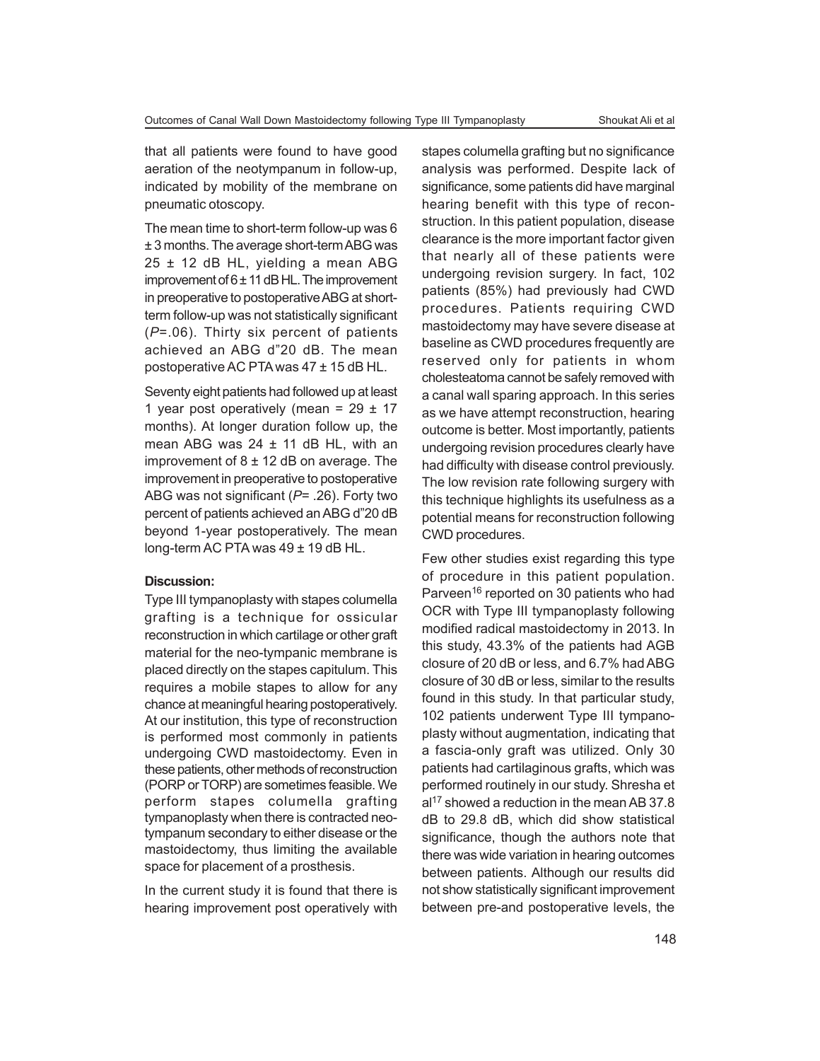that all patients were found to have good aeration of the neotympanum in follow-up, indicated by mobility of the membrane on pneumatic otoscopy.

The mean time to short-term follow-up was 6 ± 3 months. The average short-term ABG was 25 ± 12 dB HL, yielding a mean ABG improvement of 6 ± 11 dB HL. The improvement in preoperative to postoperative ABG at short-term follow-up was not statistically significant (*P*=.06). Thirty six percent of patients achieved an ABG d"20 dB. The mean postoperative AC PTA was 47 ± 15 dB HL.

Seventy eight patients had followed up at least 1 year post operatively (mean = 29 ± 17 months). At longer duration follow up, the mean ABG was 24 ± 11 dB HL, with an improvement of 8 ± 12 dB on average. The improvement in preoperative to postoperative ABG was not significant (*P*= .26). Forty two percent of patients achieved an ABG d"20 dB beyond 1-year postoperatively. The mean long-term AC PTA was 49 ± 19 dB HL.

**Discussion:**

Type III tympanoplasty with stapes columella grafting is a technique for ossicular reconstruction in which cartilage or other graft material for the neo-tympanic membrane is placed directly on the stapes capitulum. This requires a mobile stapes to allow for any chance at meaningful hearing postoperatively. At our institution, this type of reconstruction is performed most commonly in patients undergoing CWD mastoidectomy. Even in these patients, other methods of reconstruction (PORP or TORP) are sometimes feasible. We perform stapes columella grafting tympanoplasty when there is contracted neo-tympanum secondary to either disease or the mastoidectomy, thus limiting the available space for placement of a prosthesis.

In the current study it is found that there is hearing improvement post operatively with stapes columella grafting but no significance analysis was performed. Despite lack of significance, some patients did have marginal hearing benefit with this type of reconstruction. In this patient population, disease clearance is the more important factor given that nearly all of these patients were undergoing revision surgery. In fact, 102 patients (85%) had previously had CWD procedures. Patients requiring CWD mastoidectomy may have severe disease at baseline as CWD procedures frequently are reserved only for patients in whom cholesteatoma cannot be safely removed with a canal wall sparing approach. In this series as we have attempt reconstruction, hearing outcome is better. Most importantly, patients undergoing revision procedures clearly have had difficulty with disease control previously. The low revision rate following surgery with this technique highlights its usefulness as a potential means for reconstruction following CWD procedures.

Few other studies exist regarding this type of procedure in this patient population. Parveen[16] reported on 30 patients who had OCR with Type III tympanoplasty following modified radical mastoidectomy in 2013. In this study, 43.3% of the patients had AGB closure of 20 dB or less, and 6.7% had ABG closure of 30 dB or less, similar to the results found in this study. In that particular study, 102 patients underwent Type III tympanoplasty without augmentation, indicating that a fascia-only graft was utilized. Only 30 patients had cartilaginous grafts, which was performed routinely in our study. Shresha et al[17] showed a reduction in the mean AB 37.8 dB to 29.8 dB, which did show statistical significance, though the authors note that there was wide variation in hearing outcomes between patients. Although our results did not show statistically significant improvement between pre-and postoperative levels, the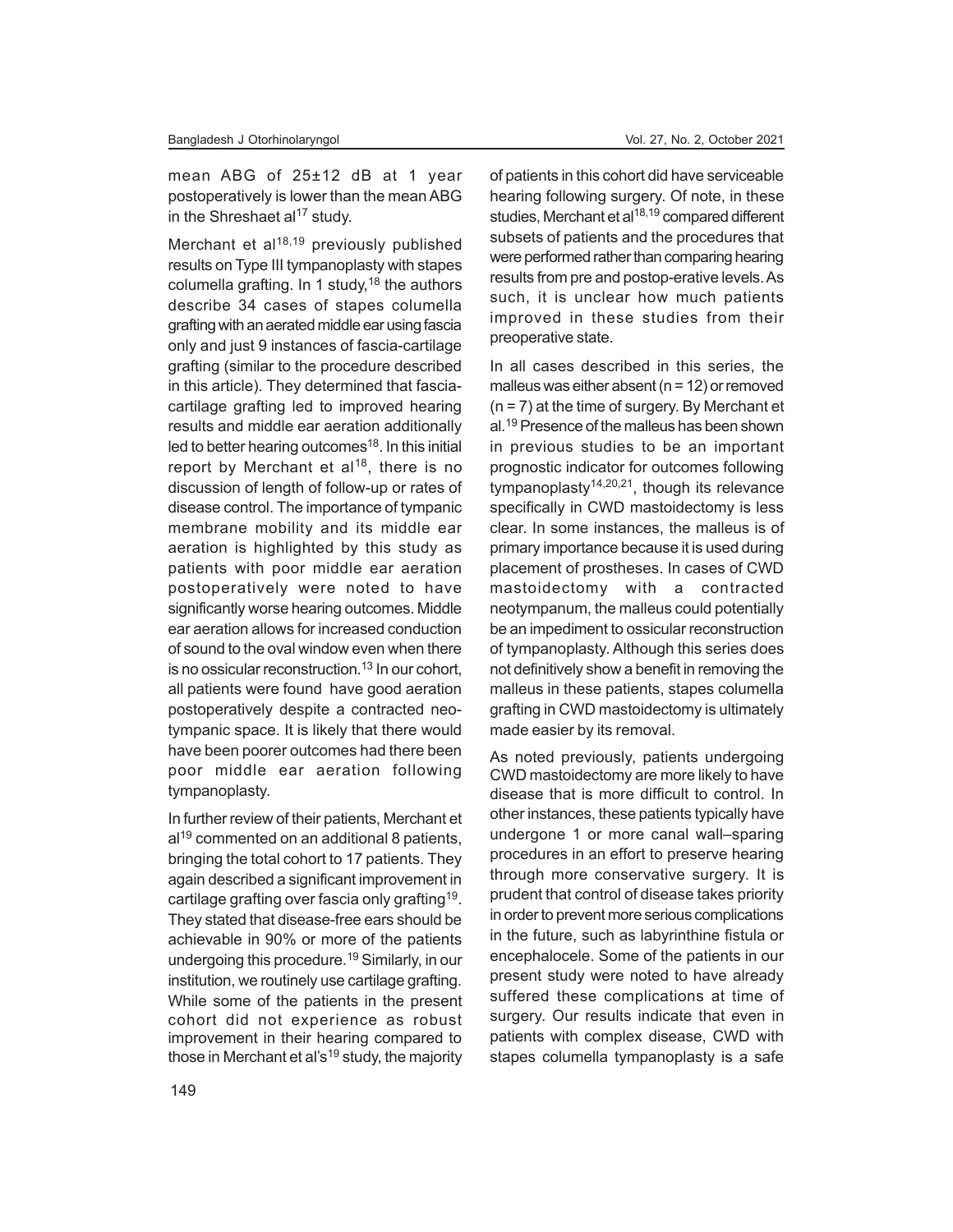mean ABG of 25±12 dB at 1 year postoperatively is lower than the mean ABG in the Shreshaet al[17] study.

Merchant et al[18,19] previously published results on Type III tympanoplasty with stapes columella grafting. In 1 study,[18] the authors describe 34 cases of stapes columella grafting with an aerated middle ear using fascia only and just 9 instances of fascia-cartilage grafting (similar to the procedure described in this article). They determined that fascia-cartilage grafting led to improved hearing results and middle ear aeration additionally led to better hearing outcomes[18]. In this initial report by Merchant et al[18], there is no discussion of length of follow-up or rates of disease control. The importance of tympanic membrane mobility and its middle ear aeration is highlighted by this study as patients with poor middle ear aeration postoperatively were noted to have significantly worse hearing outcomes. Middle ear aeration allows for increased conduction of sound to the oval window even when there is no ossicular reconstruction.[13] In our cohort, all patients were found have good aeration postoperatively despite a contracted neo-tympanic space. It is likely that there would have been poorer outcomes had there been poor middle ear aeration following tympanoplasty.

In further review of their patients, Merchant et al[19] commented on an additional 8 patients, bringing the total cohort to 17 patients. They again described a significant improvement in cartilage grafting over fascia only grafting[19]. They stated that disease-free ears should be achievable in 90% or more of the patients undergoing this procedure.[19] Similarly, in our institution, we routinely use cartilage grafting. While some of the patients in the present cohort did not experience as robust improvement in their hearing compared to those in Merchant et al's[19] study, the majority of patients in this cohort did have serviceable hearing following surgery. Of note, in these studies, Merchant et al[18,19] compared different subsets of patients and the procedures that were performed rather than comparing hearing results from pre and postop-erative levels. As such, it is unclear how much patients improved in these studies from their preoperative state.

In all cases described in this series, the malleus was either absent (n = 12) or removed (n = 7) at the time of surgery. By Merchant et al.[19] Presence of the malleus has been shown in previous studies to be an important prognostic indicator for outcomes following tympanoplasty[14,20,21], though its relevance specifically in CWD mastoidectomy is less clear. In some instances, the malleus is of primary importance because it is used during placement of prostheses. In cases of CWD mastoidectomy with a contracted neotympanum, the malleus could potentially be an impediment to ossicular reconstruction of tympanoplasty. Although this series does not definitively show a benefit in removing the malleus in these patients, stapes columella grafting in CWD mastoidectomy is ultimately made easier by its removal.

As noted previously, patients undergoing CWD mastoidectomy are more likely to have disease that is more difficult to control. In other instances, these patients typically have undergone 1 or more canal wall–sparing procedures in an effort to preserve hearing through more conservative surgery. It is prudent that control of disease takes priority in order to prevent more serious complications in the future, such as labyrinthine fistula or encephalocele. Some of the patients in our present study were noted to have already suffered these complications at time of surgery. Our results indicate that even in patients with complex disease, CWD with stapes columella tympanoplasty is a safe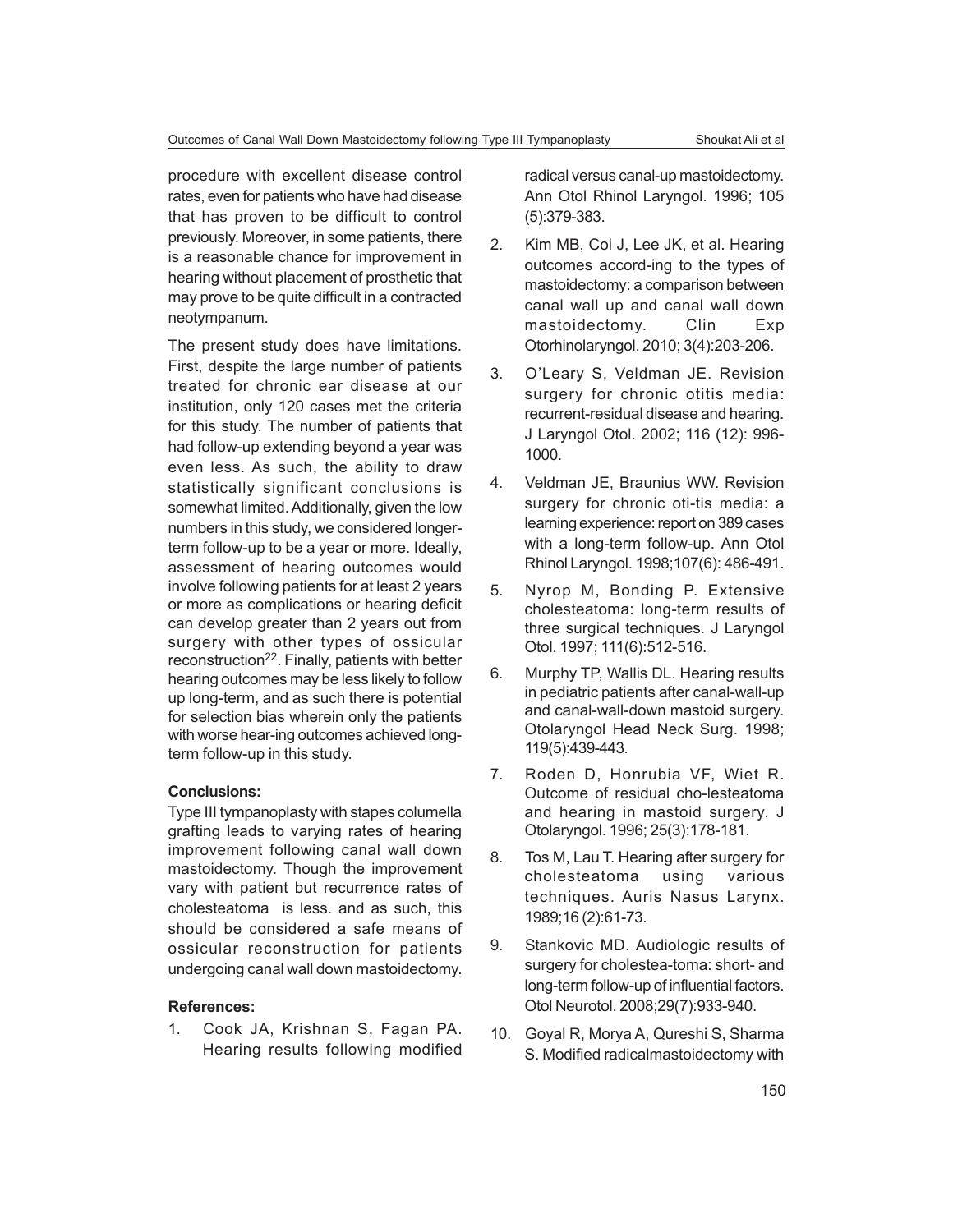procedure with excellent disease control rates, even for patients who have had disease that has proven to be difficult to control previously. Moreover, in some patients, there is a reasonable chance for improvement in hearing without placement of prosthetic that may prove to be quite difficult in a contracted neotympanum.

The present study does have limitations. First, despite the large number of patients treated for chronic ear disease at our institution, only 120 cases met the criteria for this study. The number of patients that had follow-up extending beyond a year was even less. As such, the ability to draw statistically significant conclusions is somewhat limited. Additionally, given the low numbers in this study, we considered longer-term follow-up to be a year or more. Ideally, assessment of hearing outcomes would involve following patients for at least 2 years or more as complications or hearing deficit can develop greater than 2 years out from surgery with other types of ossicular reconstruction[22]. Finally, patients with better hearing outcomes may be less likely to follow up long-term, and as such there is potential for selection bias wherein only the patients with worse hear-ing outcomes achieved long-term follow-up in this study.

**Conclusions:**

Type III tympanoplasty with stapes columella grafting leads to varying rates of hearing improvement following canal wall down mastoidectomy. Though the improvement vary with patient but recurrence rates of cholesteatoma is less. and as such, this should be considered a safe means of ossicular reconstruction for patients undergoing canal wall down mastoidectomy.

**References:**

1. Cook JA, Krishnan S, Fagan PA. Hearing results following modified radical versus canal-up mastoidectomy. Ann Otol Rhinol Laryngol. 1996; 105 (5):379-383.
2. Kim MB, Coi J, Lee JK, et al. Hearing outcomes accord-ing to the types of mastoidectomy: a comparison between canal wall up and canal wall down mastoidectomy. Clin Exp Otorhinolaryngol. 2010; 3(4):203-206.
3. O'Leary S, Veldman JE. Revision surgery for chronic otitis media: recurrent-residual disease and hearing. J Laryngol Otol. 2002; 116 (12): 996-1000.
4. Veldman JE, Braunius WW. Revision surgery for chronic oti-tis media: a learning experience: report on 389 cases with a long-term follow-up. Ann Otol Rhinol Laryngol. 1998;107(6): 486-491.
5. Nyrop M, Bonding P. Extensive cholesteatoma: long-term results of three surgical techniques. J Laryngol Otol. 1997; 111(6):512-516.
6. Murphy TP, Wallis DL. Hearing results in pediatric patients after canal-wall-up and canal-wall-down mastoid surgery. Otolaryngol Head Neck Surg. 1998; 119(5):439-443.
7. Roden D, Honrubia VF, Wiet R. Outcome of residual cho-lesteatoma and hearing in mastoid surgery. J Otolaryngol. 1996; 25(3):178-181.
8. Tos M, Lau T. Hearing after surgery for cholesteatoma using various techniques. Auris Nasus Larynx. 1989;16 (2):61-73.
9. Stankovic MD. Audiologic results of surgery for cholestea-toma: short- and long-term follow-up of influential factors. Otol Neurotol. 2008;29(7):933-940.
10. Goyal R, Morya A, Qureshi S, Sharma S. Modified radicalmastoidectomy with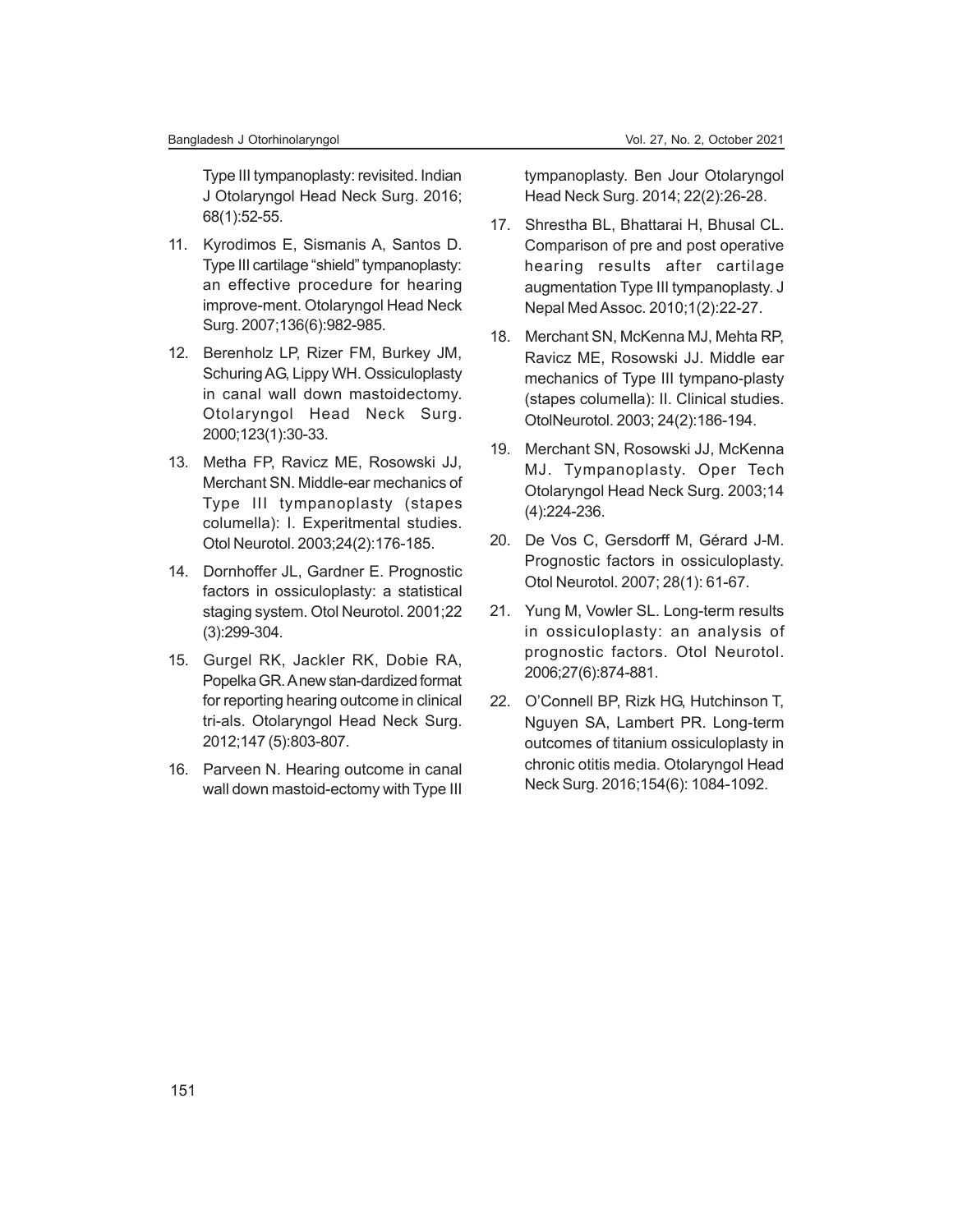Type III tympanoplasty: revisited. Indian J Otolaryngol Head Neck Surg. 2016; 68(1):52-55.

11. Kyrodimos E, Sismanis A, Santos D. Type III cartilage "shield" tympanoplasty: an effective procedure for hearing improve-ment. Otolaryngol Head Neck Surg. 2007;136(6):982-985.
12. Berenholz LP, Rizer FM, Burkey JM, Schuring AG, Lippy WH. Ossiculoplasty in canal wall down mastoidectomy. Otolaryngol Head Neck Surg. 2000;123(1):30-33.
13. Metha FP, Ravicz ME, Rosowski JJ, Merchant SN. Middle-ear mechanics of Type III tympanoplasty (stapes columella): I. Experitmental studies. Otol Neurotol. 2003;24(2):176-185.
14. Dornhoffer JL, Gardner E. Prognostic factors in ossiculoplasty: a statistical staging system. Otol Neurotol. 2001;22 (3):299-304.
15. Gurgel RK, Jackler RK, Dobie RA, Popelka GR. A new stan-dardized format for reporting hearing outcome in clinical tri-als. Otolaryngol Head Neck Surg. 2012;147 (5):803-807.
16. Parveen N. Hearing outcome in canal wall down mastoid-ectomy with Type III tympanoplasty. Ben Jour Otolaryngol Head Neck Surg. 2014; 22(2):26-28.
17. Shrestha BL, Bhattarai H, Bhusal CL. Comparison of pre and post operative hearing results after cartilage augmentation Type III tympanoplasty. J Nepal Med Assoc. 2010;1(2):22-27.
18. Merchant SN, McKenna MJ, Mehta RP, Ravicz ME, Rosowski JJ. Middle ear mechanics of Type III tympano-plasty (stapes columella): II. Clinical studies. OtolNeurotol. 2003; 24(2):186-194.
19. Merchant SN, Rosowski JJ, McKenna MJ. Tympanoplasty. Oper Tech Otolaryngol Head Neck Surg. 2003;14 (4):224-236.
20. De Vos C, Gersdorff M, Gérard J-M. Prognostic factors in ossiculoplasty. Otol Neurotol. 2007; 28(1): 61-67.
21. Yung M, Vowler SL. Long-term results in ossiculoplasty: an analysis of prognostic factors. Otol Neurotol. 2006;27(6):874-881.
22. O'Connell BP, Rizk HG, Hutchinson T, Nguyen SA, Lambert PR. Long-term outcomes of titanium ossiculoplasty in chronic otitis media. Otolaryngol Head Neck Surg. 2016;154(6): 1084-1092.